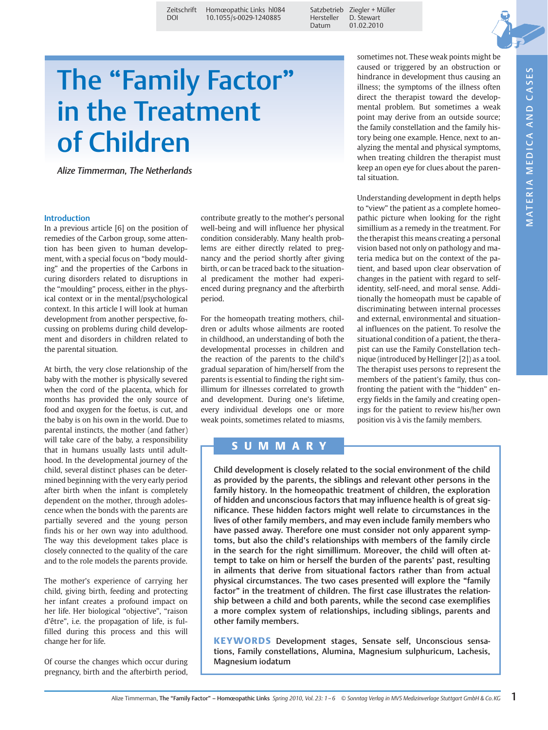# The "Family Factor" in the Treatment of Children

*Alize Timmerman, The Netherlands*

## SUMMARY

**Child development is closely related to the social environment of the child as provided by the parents, the siblings and relevant other persons in the family history. In the homeopathic treatment of children, the exploration of hidden and unconscious factors that may influence health is of great significance. These hidden factors might well relate to circumstances in the lives of other family members, and may even include family members who have passed away. Therefore one must consider not only apparent symptoms, but also the child's relationships with members of the family circle in the search for the right simillimum. Moreover, the child will often attempt to take on him or herself the burden of the parents' past, resulting in ailments that derive from situational factors rather than from actual physical circumstances. The two cases presented will explore the "family factor" in the treatment of children. The first case illustrates the relationship between a child and both parents, while the second case exemplifies a more complex system of relationships, including siblings, parents and other family members.**

**KEYWORDS** Development stages, Sensate self, Unconscious sensations, Family constellations, Alumina, Magnesium sulphuricum, Lachesis, Magnesium iodatum

## Introduction

In a previous article [6] on the position of remedies of the Carbon group, some attention has been given to human development, with a special focus on "body moulding" and the properties of the Carbons in curing disorders related to disruptions in the "moulding" process, either in the physical context or in the mental/psychological context. In this article I will look at human development from another perspective, focussing on problems during child development and disorders in children related to the parental situation.

At birth, the very close relationship of the baby with the mother is physically severed when the cord of the placenta, which for months has provided the only source of food and oxygen for the foetus, is cut, and the baby is on his own in the world. Due to parental instincts, the mother (and father) will take care of the baby, a responsibility that in humans usually lasts until adulthood. In the developmental journey of the child, several distinct phases can be determined beginning with the very early period after birth when the infant is completely dependent on the mother, through adolescence when the bonds with the parents are partially severed and the young person finds his or her own way into adulthood. The way this development takes place is closely connected to the quality of the care and to the role models the parents provide.

The mother's experience of carrying her child, giving birth, feeding and protecting her infant creates a profound impact on her life. Her biological "objective", "raison d'être", i.e. the propagation of life, is fulfilled during this process and this will change her for life.

Of course the changes which occur during pregnancy, birth and the afterbirth period, contribute greatly to the mother's personal well-being and will influence her physical condition considerably. Many health problems are either directly related to pregnancy and the period shortly after giving birth, or can be traced back to the situational predicament the mother had experienced during pregnancy and the afterbirth period.

For the homeopath treating mothers, children or adults whose ailments are rooted in childhood, an understanding of both the developmental processes in children and the reaction of the parents to the child's gradual separation of him/herself from the parents is essential to finding the right simillimum for illnesses correlated to growth and development. During one's lifetime, every individual develops one or more weak points, sometimes related to miasms, sometimes not. These weak points might be caused or triggered by an obstruction or hindrance in development thus causing an illness; the symptoms of the illness often direct the therapist toward the developmental problem. But sometimes a weak point may derive from an outside source; the family constellation and the family history being one example. Hence, next to analyzing the mental and physical symptoms, when treating children the therapist must keep an open eye for clues about the parental situation.

Understanding development in depth helps to "view" the patient as a complete homeopathic picture when looking for the right simillium as a remedy in the treatment. For the therapist this means creating a personal vision based not only on pathology and materia medica but on the context of the patient, and based upon clear observation of changes in the patient with regard to self-identity, self-need, and moral sense. Additionally the homeopath must be capable of discriminating between internal processes and external, environmental and situational influences on the patient. To resolve the situational condition of a patient, the therapist can use the Family Constellation technique (introduced by Hellinger [2]) as a tool. The therapist uses persons to represent the members of the patient's family, thus confronting the patient with the "hidden" energy fields in the family and creating openings for the patient to review his/her own position vis à vis the family members.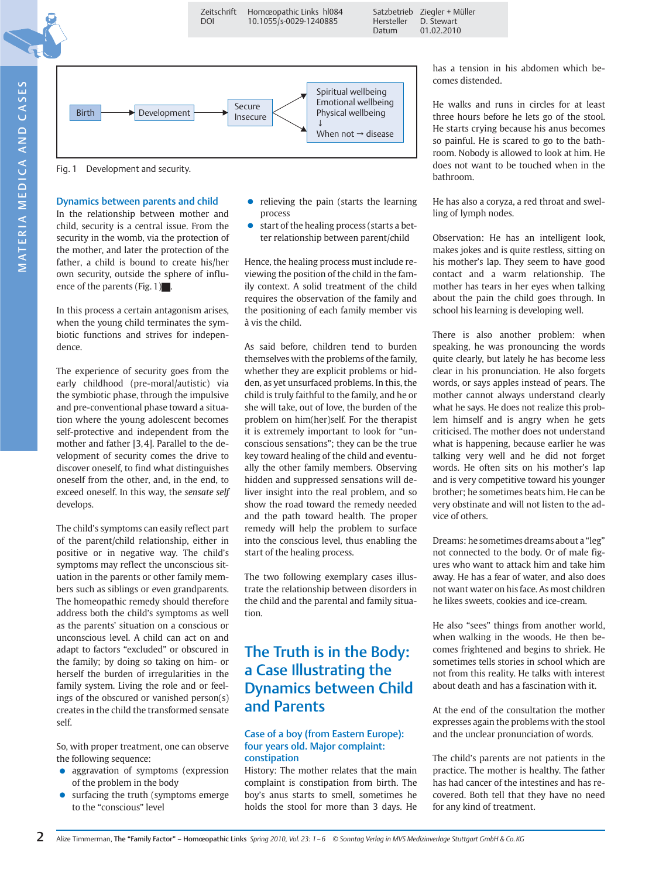Birth → Development → Secure / Insecure → Spiritual wellbeing / Emotional wellbeing / Physical wellbeing ↓ When not → disease

Fig. 1 Development and security.

## Dynamics between parents and child

In the relationship between mother and child, security is a central issue. From the security in the womb, via the protection of the mother, and later the protection of the father, a child is bound to create his/her own security, outside the sphere of influence of the parents (Fig. 1).

In this process a certain antagonism arises, when the young child terminates the symbiotic functions and strives for independence.

The experience of security goes from the early childhood (pre-moral/autistic) via the symbiotic phase, through the impulsive and pre-conventional phase toward a situation where the young adolescent becomes self-protective and independent from the mother and father [3,4]. Parallel to the development of security comes the drive to discover oneself, to find what distinguishes oneself from the other, and, in the end, to exceed oneself. In this way, the *sensate self* develops.

The child's symptoms can easily reflect part of the parent/child relationship, either in positive or in negative way. The child's symptoms may reflect the unconscious situation in the parents or other family members such as siblings or even grandparents. The homeopathic remedy should therefore address both the child's symptoms as well as the parents' situation on a conscious or unconscious level. A child can act on and adapt to factors "excluded" or obscured in the family; by doing so taking on him- or herself the burden of irregularities in the family system. Living the role and or feelings of the obscured or vanished person(s) creates in the child the transformed sensate self.

So, with proper treatment, one can observe the following sequence:

- aggravation of symptoms (expression of the problem in the body
- surfacing the truth (symptoms emerge to the "conscious" level
- relieving the pain (starts the learning process
- start of the healing process (starts a better relationship between parent/child

Hence, the healing process must include reviewing the position of the child in the family context. A solid treatment of the child requires the observation of the family and the positioning of each family member vis à vis the child.

As said before, children tend to burden themselves with the problems of the family, whether they are explicit problems or hidden, as yet unsurfaced problems. In this, the child is truly faithful to the family, and he or she will take, out of love, the burden of the problem on him(her)self. For the therapist it is extremely important to look for "unconscious sensations"; they can be the true key toward healing of the child and eventually the other family members. Observing hidden and suppressed sensations will deliver insight into the real problem, and so show the road toward the remedy needed and the path toward health. The proper remedy will help the problem to surface into the conscious level, thus enabling the start of the healing process.

The two following exemplary cases illustrate the relationship between disorders in the child and the parental and family situation.

# The Truth is in the Body: a Case Illustrating the Dynamics between Child and Parents

### Case of a boy (from Eastern Europe): four years old. Major complaint: constipation

History: The mother relates that the main complaint is constipation from birth. The boy's anus starts to smell, sometimes he holds the stool for more than 3 days. He has a tension in his abdomen which becomes distended.

He walks and runs in circles for at least three hours before he lets go of the stool. He starts crying because his anus becomes so painful. He is scared to go to the bathroom. Nobody is allowed to look at him. He does not want to be touched when in the bathroom.

He has also a coryza, a red throat and swelling of lymph nodes.

Observation: He has an intelligent look, makes jokes and is quite restless, sitting on his mother's lap. They seem to have good contact and a warm relationship. The mother has tears in her eyes when talking about the pain the child goes through. In school his learning is developing well.

There is also another problem: when speaking, he was pronouncing the words quite clearly, but lately he has become less clear in his pronunciation. He also forgets words, or says apples instead of pears. The mother cannot always understand clearly what he says. He does not realize this problem himself and is angry when he gets criticised. The mother does not understand what is happening, because earlier he was talking very well and he did not forget words. He often sits on his mother's lap and is very competitive toward his younger brother; he sometimes beats him. He can be very obstinate and will not listen to the advice of others.

Dreams: he sometimes dreams about a "leg" not connected to the body. Or of male figures who want to attack him and take him away. He has a fear of water, and also does not want water on his face. As most children he likes sweets, cookies and ice-cream.

He also "sees" things from another world, when walking in the woods. He then becomes frightened and begins to shriek. He sometimes tells stories in school which are not from this reality. He talks with interest about death and has a fascination with it.

At the end of the consultation the mother expresses again the problems with the stool and the unclear pronunciation of words.

The child's parents are not patients in the practice. The mother is healthy. The father has had cancer of the intestines and has recovered. Both tell that they have no need for any kind of treatment.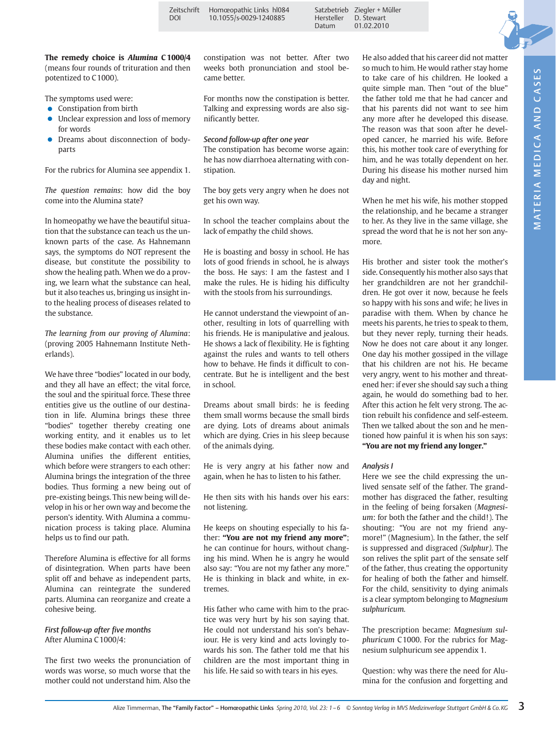**The remedy choice is *Alumina* C1000/4** (means four rounds of trituration and then potentized to C1000).

The symptoms used were:

- Constipation from birth
- Unclear expression and loss of memory for words
- Dreams about disconnection of body-parts

For the rubrics for Alumina see appendix 1.

*The question remains*: how did the boy come into the Alumina state?

In homeopathy we have the beautiful situation that the substance can teach us the unknown parts of the case. As Hahnemann says, the symptoms do NOT represent the disease, but constitute the possibility to show the healing path. When we do a proving, we learn what the substance can heal, but it also teaches us, bringing us insight into the healing process of diseases related to the substance.

*The learning from our proving of Alumina*: (proving 2005 Hahnemann Institute Netherlands).

We have three "bodies" located in our body, and they all have an effect; the vital force, the soul and the spiritual force. These three entities give us the outline of our destination in life. Alumina brings these three "bodies" together thereby creating one working entity, and it enables us to let these bodies make contact with each other. Alumina unifies the different entities, which before were strangers to each other: Alumina brings the integration of the three bodies. Thus forming a new being out of pre-existing beings. This new being will develop in his or her own way and become the person's identity. With Alumina a communication process is taking place. Alumina helps us to find our path.

Therefore Alumina is effective for all forms of disintegration. When parts have been split off and behave as independent parts, Alumina can reintegrate the sundered parts. Alumina can reorganize and create a cohesive being.

*First follow-up after five months*
After Alumina C1000/4:

The first two weeks the pronunciation of words was worse, so much worse that the mother could not understand him. Also the constipation was not better. After two weeks both pronunciation and stool became better.

For months now the constipation is better. Talking and expressing words are also significantly better.

*Second follow-up after one year*
The constipation has become worse again: he has now diarrhoea alternating with constipation.

The boy gets very angry when he does not get his own way.

In school the teacher complains about the lack of empathy the child shows.

He is boasting and bossy in school. He has lots of good friends in school, he is always the boss. He says: I am the fastest and I make the rules. He is hiding his difficulty with the stools from his surroundings.

He cannot understand the viewpoint of another, resulting in lots of quarrelling with his friends. He is manipulative and jealous. He shows a lack of flexibility. He is fighting against the rules and wants to tell others how to behave. He finds it difficult to concentrate. But he is intelligent and the best in school.

Dreams about small birds: he is feeding them small worms because the small birds are dying. Lots of dreams about animals which are dying. Cries in his sleep because of the animals dying.

He is very angry at his father now and again, when he has to listen to his father.

He then sits with his hands over his ears: not listening.

He keeps on shouting especially to his father: **"You are not my friend any more"**; he can continue for hours, without changing his mind. When he is angry he would also say: "You are not my father any more." He is thinking in black and white, in extremes.

His father who came with him to the practice was very hurt by his son saying that. He could not understand his son's behaviour. He is very kind and acts lovingly towards his son. The father told me that his children are the most important thing in his life. He said so with tears in his eyes.

He also added that his career did not matter so much to him. He would rather stay home to take care of his children. He looked a quite simple man. Then "out of the blue" the father told me that he had cancer and that his parents did not want to see him any more after he developed this disease. The reason was that soon after he developed cancer, he married his wife. Before this, his mother took care of everything for him, and he was totally dependent on her. During his disease his mother nursed him day and night.

When he met his wife, his mother stopped the relationship, and he became a stranger to her. As they live in the same village, she spread the word that he is not her son anymore.

His brother and sister took the mother's side. Consequently his mother also says that her grandchildren are not her grandchildren. He got over it now, because he feels so happy with his sons and wife; he lives in paradise with them. When by chance he meets his parents, he tries to speak to them, but they never reply, turning their heads. Now he does not care about it any longer. One day his mother gossiped in the village that his children are not his. He became very angry, went to his mother and threatened her: if ever she should say such a thing again, he would do something bad to her. After this action he felt very strong. The action rebuilt his confidence and self-esteem. Then we talked about the son and he mentioned how painful it is when his son says: **"You are not my friend any longer."**

*Analysis I*
Here we see the child expressing the unlived sensate self of the father. The grandmother has disgraced the father, resulting in the feeling of being forsaken (*Magnesium*: for both the father and the child!). The shouting: "You are not my friend anymore!" (Magnesium). In the father, the self is suppressed and disgraced *(Sulphur)*. The son relives the split part of the sensate self of the father, thus creating the opportunity for healing of both the father and himself. For the child, sensitivity to dying animals is a clear symptom belonging to *Magnesium sulphuricum*.

The prescription became: *Magnesium sulphuricum* C1000. For the rubrics for Magnesium sulphuricum see appendix 1.

Question: why was there the need for Alumina for the confusion and forgetting and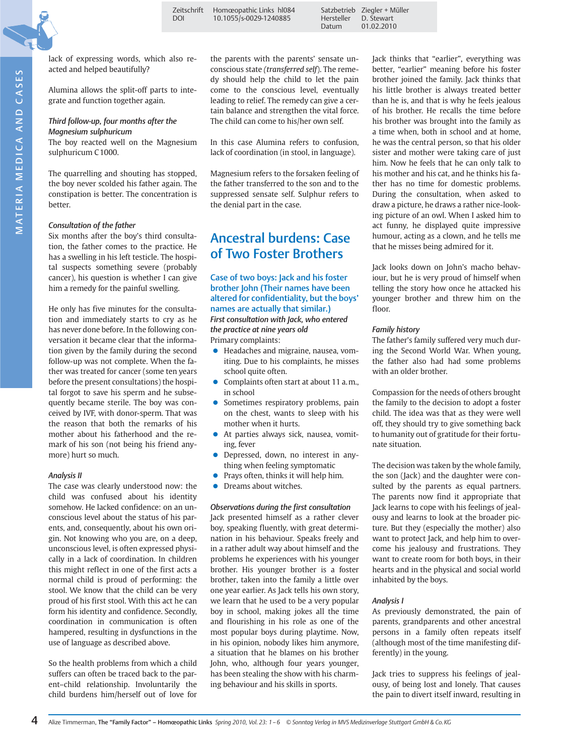lack of expressing words, which also reacted and helped beautifully?

Alumina allows the split-off parts to integrate and function together again.

*Third follow-up, four months after the Magnesium sulphuricum*
The boy reacted well on the Magnesium sulphuricum C1000.

The quarrelling and shouting has stopped, the boy never scolded his father again. The constipation is better. The concentration is better.

*Consultation of the father*
Six months after the boy's third consultation, the father comes to the practice. He has a swelling in his left testicle. The hospital suspects something severe (probably cancer), his question is whether I can give him a remedy for the painful swelling.

He only has five minutes for the consultation and immediately starts to cry as he has never done before. In the following conversation it became clear that the information given by the family during the second follow-up was not complete. When the father was treated for cancer (some ten years before the present consultations) the hospital forgot to save his sperm and he subsequently became sterile. The boy was conceived by IVF, with donor-sperm. That was the reason that both the remarks of his mother about his fatherhood and the remark of his son (not being his friend anymore) hurt so much.

*Analysis II*
The case was clearly understood now: the child was confused about his identity somehow. He lacked confidence: on an unconscious level about the status of his parents, and, consequently, about his own origin. Not knowing who you are, on a deep, unconscious level, is often expressed physically in a lack of coordination. In children this might reflect in one of the first acts a normal child is proud of performing: the stool. We know that the child can be very proud of his first stool. With this act he can form his identity and confidence. Secondly, coordination in communication is often hampered, resulting in dysfunctions in the use of language as described above.

So the health problems from which a child suffers can often be traced back to the parent–child relationship. Involuntarily the child burdens him/herself out of love for the parents with the parents' sensate unconscious state *(transferred self)*. The remedy should help the child to let the pain come to the conscious level, eventually leading to relief. The remedy can give a certain balance and strengthen the vital force. The child can come to his/her own self.

In this case Alumina refers to confusion, lack of coordination (in stool, in language).

Magnesium refers to the forsaken feeling of the father transferred to the son and to the suppressed sensate self. Sulphur refers to the denial part in the case.

## Ancestral burdens: Case of Two Foster Brothers

### Case of two boys: Jack and his foster brother John (Their names have been altered for confidentiality, but the boys' names are actually that similar.)

*First consultation with Jack, who entered the practice at nine years old*
Primary complaints:

- Headaches and migraine, nausea, vomiting. Due to his complaints, he misses school quite often.
- Complaints often start at about 11 a.m., in school
- Sometimes respiratory problems, pain on the chest, wants to sleep with his mother when it hurts.
- At parties always sick, nausea, vomiting, fever
- Depressed, down, no interest in anything when feeling symptomatic
- Prays often, thinks it will help him.
- Dreams about witches.

*Observations during the first consultation*
Jack presented himself as a rather clever boy, speaking fluently, with great determination in his behaviour. Speaks freely and in a rather adult way about himself and the problems he experiences with his younger brother. His younger brother is a foster brother, taken into the family a little over one year earlier. As Jack tells his own story, we learn that he used to be a very popular boy in school, making jokes all the time and flourishing in his role as one of the most popular boys during playtime. Now, in his opinion, nobody likes him anymore, a situation that he blames on his brother John, who, although four years younger, has been stealing the show with his charming behaviour and his skills in sports.

Jack thinks that "earlier", everything was better, "earlier" meaning before his foster brother joined the family. Jack thinks that his little brother is always treated better than he is, and that is why he feels jealous of his brother. He recalls the time before his brother was brought into the family as a time when, both in school and at home, he was the central person, so that his older sister and mother were taking care of just him. Now he feels that he can only talk to his mother and his cat, and he thinks his father has no time for domestic problems. During the consultation, when asked to draw a picture, he draws a rather nice-looking picture of an owl. When I asked him to act funny, he displayed quite impressive humour, acting as a clown, and he tells me that he misses being admired for it.

Jack looks down on John's macho behaviour, but he is very proud of himself when telling the story how once he attacked his younger brother and threw him on the floor.

*Family history*
The father's family suffered very much during the Second World War. When young, the father also had had some problems with an older brother.

Compassion for the needs of others brought the family to the decision to adopt a foster child. The idea was that as they were well off, they should try to give something back to humanity out of gratitude for their fortunate situation.

The decision was taken by the whole family, the son (Jack) and the daughter were consulted by the parents as equal partners. The parents now find it appropriate that Jack learns to cope with his feelings of jealousy and learns to look at the broader picture. But they (especially the mother) also want to protect Jack, and help him to overcome his jealousy and frustrations. They want to create room for both boys, in their hearts and in the physical and social world inhabited by the boys.

*Analysis I*
As previously demonstrated, the pain of parents, grandparents and other ancestral persons in a family often repeats itself (although most of the time manifesting differently) in the young.

Jack tries to suppress his feelings of jealousy, of being lost and lonely. That causes the pain to divert itself inward, resulting in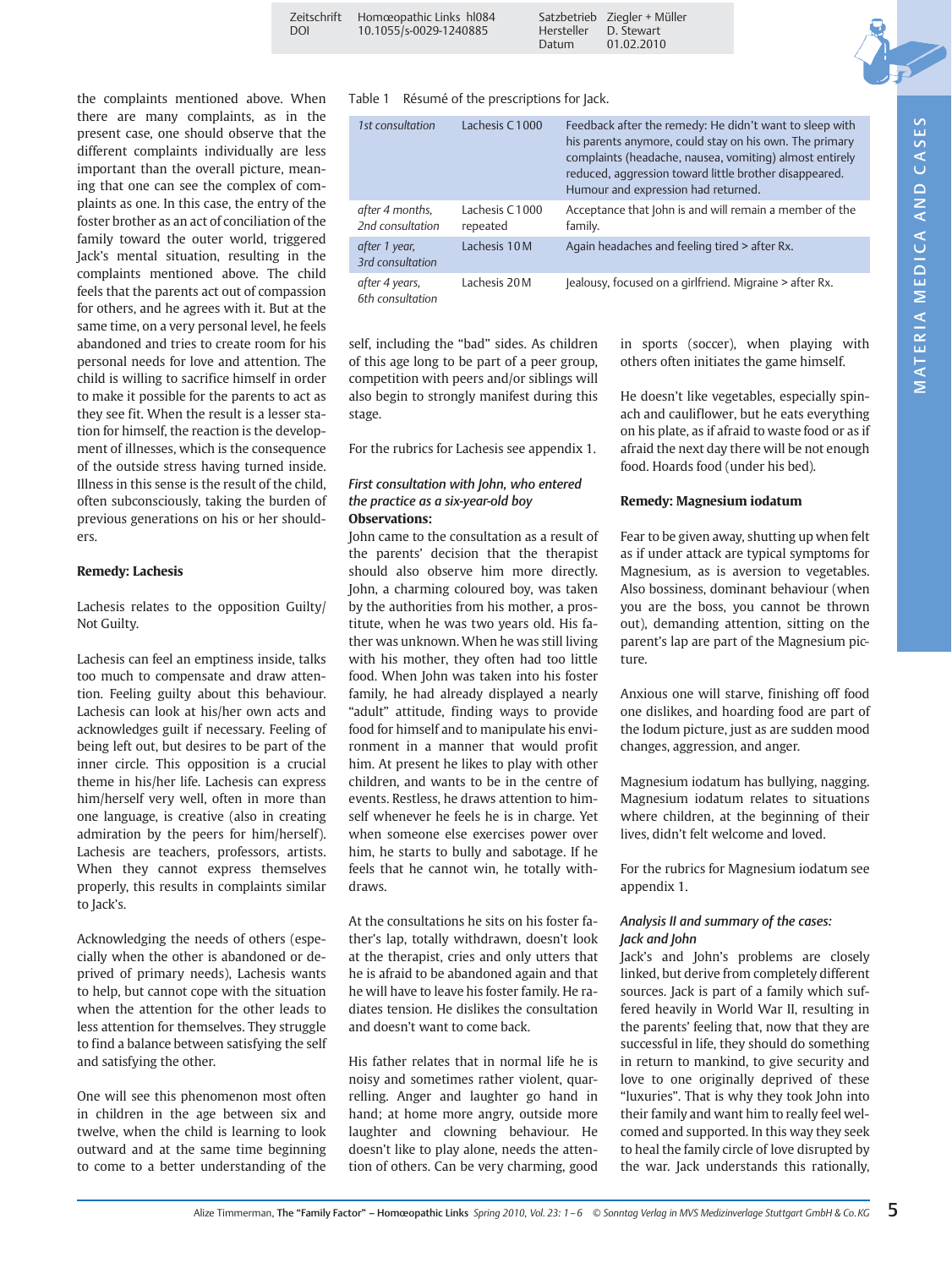the complaints mentioned above. When there are many complaints, as in the present case, one should observe that the different complaints individually are less important than the overall picture, meaning that one can see the complex of complaints as one. In this case, the entry of the foster brother as an act of conciliation of the family toward the outer world, triggered Jack's mental situation, resulting in the complaints mentioned above. The child feels that the parents act out of compassion for others, and he agrees with it. But at the same time, on a very personal level, he feels abandoned and tries to create room for his personal needs for love and attention. The child is willing to sacrifice himself in order to make it possible for the parents to act as they see fit. When the result is a lesser station for himself, the reaction is the development of illnesses, which is the consequence of the outside stress having turned inside. Illness in this sense is the result of the child, often subconsciously, taking the burden of previous generations on his or her shoulders.

**Remedy: Lachesis**

Lachesis relates to the opposition Guilty/Not Guilty.

Lachesis can feel an emptiness inside, talks too much to compensate and draw attention. Feeling guilty about this behaviour. Lachesis can look at his/her own acts and acknowledges guilt if necessary. Feeling of being left out, but desires to be part of the inner circle. This opposition is a crucial theme in his/her life. Lachesis can express him/herself very well, often in more than one language, is creative (also in creating admiration by the peers for him/herself). Lachesis are teachers, professors, artists. When they cannot express themselves properly, this results in complaints similar to Jack's.

Acknowledging the needs of others (especially when the other is abandoned or deprived of primary needs), Lachesis wants to help, but cannot cope with the situation when the attention for the other leads to less attention for themselves. They struggle to find a balance between satisfying the self and satisfying the other.

One will see this phenomenon most often in children in the age between six and twelve, when the child is learning to look outward and at the same time beginning to come to a better understanding of the self, including the "bad" sides. As children of this age long to be part of a peer group, competition with peers and/or siblings will also begin to strongly manifest during this stage.

For the rubrics for Lachesis see appendix 1.

Table 1 Résumé of the prescriptions for Jack.

| | | |
|---|---|---|
| *1st consultation* | Lachesis C 1000 | Feedback after the remedy: He didn't want to sleep with his parents anymore, could stay on his own. The primary complaints (headache, nausea, vomiting) almost entirely reduced, aggression toward little brother disappeared. Humour and expression had returned. |
| *after 4 months, 2nd consultation* | Lachesis C 1000 repeated | Acceptance that John is and will remain a member of the family. |
| *after 1 year, 3rd consultation* | Lachesis 10 M | Again headaches and feeling tired > after Rx. |
| *after 4 years, 6th consultation* | Lachesis 20 M | Jealousy, focused on a girlfriend. Migraine > after Rx. |

*First consultation with John, who entered the practice as a six-year-old boy*
**Observations:**
John came to the consultation as a result of the parents' decision that the therapist should also observe him more directly. John, a charming coloured boy, was taken by the authorities from his mother, a prostitute, when he was two years old. His father was unknown. When he was still living with his mother, they often had too little food. When John was taken into his foster family, he had already displayed a nearly "adult" attitude, finding ways to provide food for himself and to manipulate his environment in a manner that would profit him. At present he likes to play with other children, and wants to be in the centre of events. Restless, he draws attention to himself whenever he feels he is in charge. Yet when someone else exercises power over him, he starts to bully and sabotage. If he feels that he cannot win, he totally withdraws.

At the consultations he sits on his foster father's lap, totally withdrawn, doesn't look at the therapist, cries and only utters that he is afraid to be abandoned again and that he will have to leave his foster family. He radiates tension. He dislikes the consultation and doesn't want to come back.

His father relates that in normal life he is noisy and sometimes rather violent, quarrelling. Anger and laughter go hand in hand; at home more angry, outside more laughter and clowning behaviour. He doesn't like to play alone, needs the attention of others. Can be very charming, good in sports (soccer), when playing with others often initiates the game himself.

He doesn't like vegetables, especially spinach and cauliflower, but he eats everything on his plate, as if afraid to waste food or as if afraid the next day there will be not enough food. Hoards food (under his bed).

**Remedy: Magnesium iodatum**

Fear to be given away, shutting up when felt as if under attack are typical symptoms for Magnesium, as is aversion to vegetables. Also bossiness, dominant behaviour (when you are the boss, you cannot be thrown out), demanding attention, sitting on the parent's lap are part of the Magnesium picture.

Anxious one will starve, finishing off food one dislikes, and hoarding food are part of the Iodum picture, just as are sudden mood changes, aggression, and anger.

Magnesium iodatum has bullying, nagging. Magnesium iodatum relates to situations where children, at the beginning of their lives, didn't felt welcome and loved.

For the rubrics for Magnesium iodatum see appendix 1.

*Analysis II and summary of the cases: Jack and John*
Jack's and John's problems are closely linked, but derive from completely different sources. Jack is part of a family which suffered heavily in World War II, resulting in the parents' feeling that, now that they are successful in life, they should do something in return to mankind, to give security and love to one originally deprived of these "luxuries". That is why they took John into their family and want him to really feel welcomed and supported. In this way they seek to heal the family circle of love disrupted by the war. Jack understands this rationally,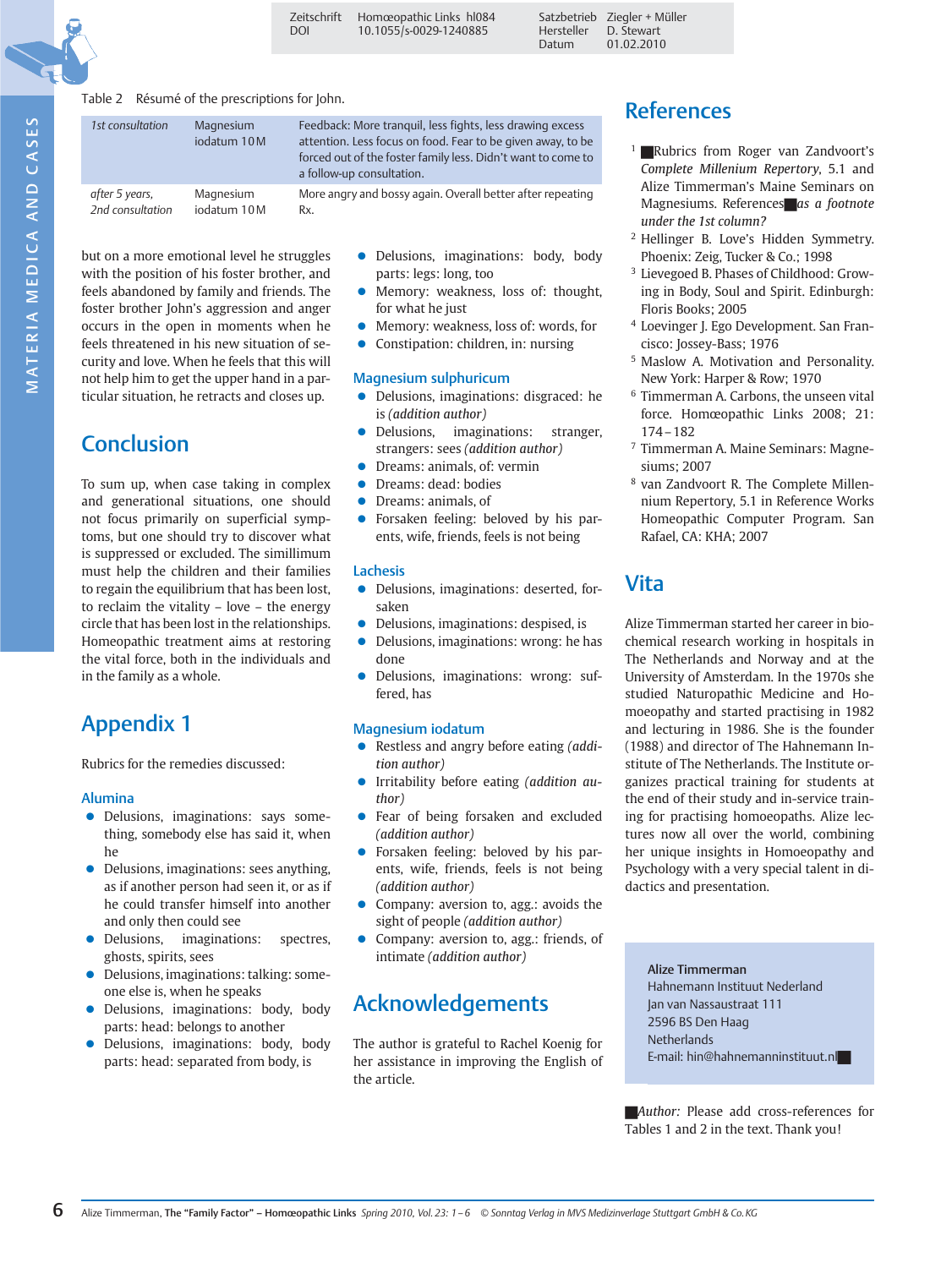Table 2 Résumé of the prescriptions for John.

| | | |
|---|---|---|
| *1st consultation* | Magnesium iodatum 10M | Feedback: More tranquil, less fights, less drawing excess attention. Less focus on food. Fear to be given away, to be forced out of the foster family less. Didn't want to come to a follow-up consultation. |
| *after 5 years, 2nd consultation* | Magnesium iodatum 10M | More angry and bossy again. Overall better after repeating Rx. |

but on a more emotional level he struggles with the position of his foster brother, and feels abandoned by family and friends. The foster brother John's aggression and anger occurs in the open in moments when he feels threatened in his new situation of security and love. When he feels that this will not help him to get the upper hand in a particular situation, he retracts and closes up.

## Conclusion

To sum up, when case taking in complex and generational situations, one should not focus primarily on superficial symptoms, but one should try to discover what is suppressed or excluded. The simillimum must help the children and their families to regain the equilibrium that has been lost, to reclaim the vitality – love – the energy circle that has been lost in the relationships. Homeopathic treatment aims at restoring the vital force, both in the individuals and in the family as a whole.

## Appendix 1

Rubrics for the remedies discussed:

### Alumina

- Delusions, imaginations: says something, somebody else has said it, when he
- Delusions, imaginations: sees anything, as if another person had seen it, or as if he could transfer himself into another and only then could see
- Delusions, imaginations: spectres, ghosts, spirits, sees
- Delusions, imaginations: talking: someone else is, when he speaks
- Delusions, imaginations: body, body parts: head: belongs to another
- Delusions, imaginations: body, body parts: head: separated from body, is
- Delusions, imaginations: body, body parts: legs: long, too
- Memory: weakness, loss of: thought, for what he just
- Memory: weakness, loss of: words, for
- Constipation: children, in: nursing

### Magnesium sulphuricum

- Delusions, imaginations: disgraced: he is *(addition author)*
- Delusions, imaginations: stranger, strangers: sees *(addition author)*
- Dreams: animals, of: vermin
- Dreams: dead: bodies
- Dreams: animals, of
- Forsaken feeling: beloved by his parents, wife, friends, feels is not being

### Lachesis

- Delusions, imaginations: deserted, forsaken
- Delusions, imaginations: despised, is
- Delusions, imaginations: wrong: he has done
- Delusions, imaginations: wrong: suffered, has

### Magnesium iodatum

- Restless and angry before eating *(addition author)*
- Irritability before eating *(addition author)*
- Fear of being forsaken and excluded *(addition author)*
- Forsaken feeling: beloved by his parents, wife, friends, feels is not being *(addition author)*
- Company: aversion to, agg.: avoids the sight of people *(addition author)*
- Company: aversion to, agg.: friends, of intimate *(addition author)*

## Acknowledgements

The author is grateful to Rachel Koenig for her assistance in improving the English of the article.

## References

1. ■Rubrics from Roger van Zandvoort's *Complete Millenium Repertory*, 5.1 and Alize Timmerman's Maine Seminars on Magnesiums. References■*as a footnote under the 1st column?*
2. Hellinger B. Love's Hidden Symmetry. Phoenix: Zeig, Tucker & Co.; 1998
3. Lievegoed B. Phases of Childhood: Growing in Body, Soul and Spirit. Edinburgh: Floris Books; 2005
4. Loevinger J. Ego Development. San Francisco: Jossey-Bass; 1976
5. Maslow A. Motivation and Personality. New York: Harper & Row; 1970
6. Timmerman A. Carbons, the unseen vital force. Homœopathic Links 2008; 21: 174–182
7. Timmerman A. Maine Seminars: Magnesiums; 2007
8. van Zandvoort R. The Complete Millennium Repertory, 5.1 in Reference Works Homeopathic Computer Program. San Rafael, CA: KHA; 2007

## Vita

Alize Timmerman started her career in biochemical research working in hospitals in The Netherlands and Norway and at the University of Amsterdam. In the 1970s she studied Naturopathic Medicine and Homoeopathy and started practising in 1982 and lecturing in 1986. She is the founder (1988) and director of The Hahnemann Institute of The Netherlands. The Institute organizes practical training for students at the end of their study and in-service training for practising homoeopaths. Alize lectures now all over the world, combining her unique insights in Homoeopathy and Psychology with a very special talent in didactics and presentation.

**Alize Timmerman**
Hahnemann Instituut Nederland
Jan van Nassaustraat 111
2596 BS Den Haag
Netherlands
E-mail: hin@hahnemanninstituut.nl■

■*Author:* Please add cross-references for Tables 1 and 2 in the text. Thank you!